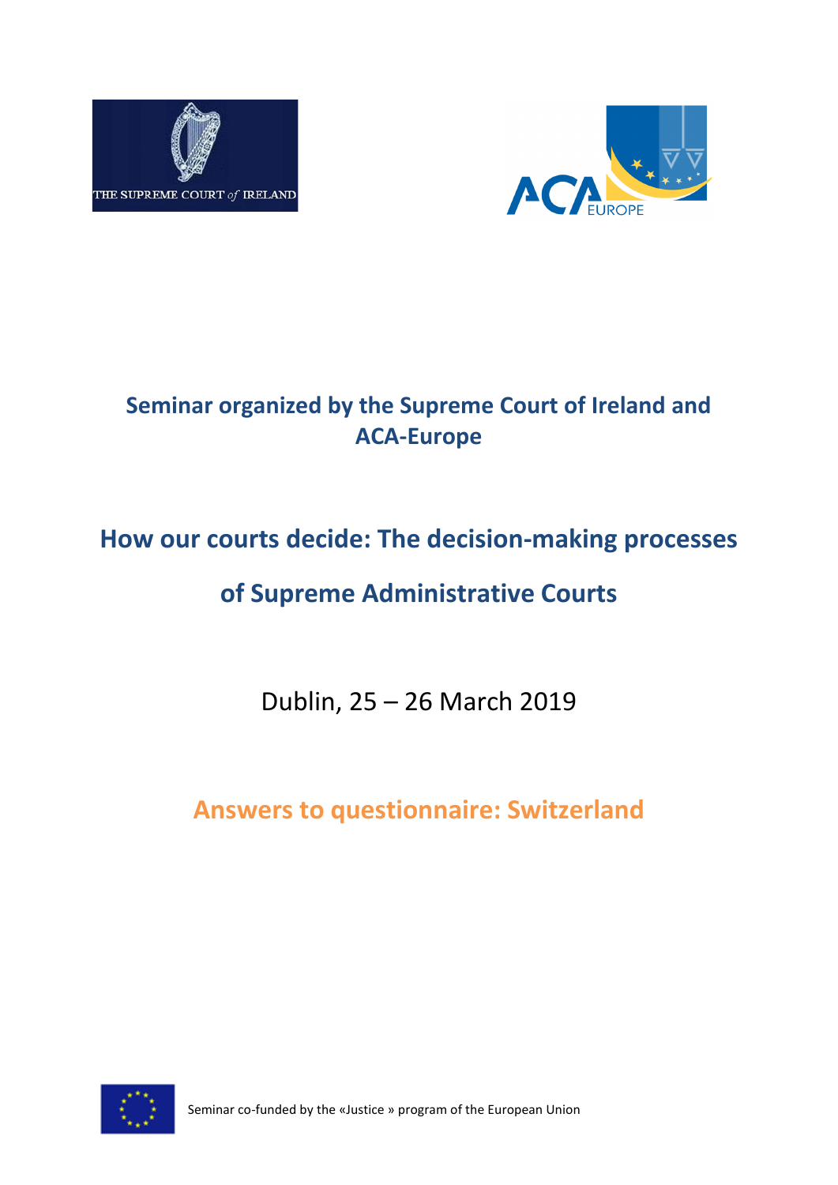THE SUPREME COURT of IRELAND

ACA EUROPE

## Seminar organized by the Supreme Court of Ireland and ACA-Europe

# How our courts decide: The decision-making processes of Supreme Administrative Courts

Dublin, 25 – 26 March 2019

## Answers to questionnaire: Switzerland

Seminar co-funded by the «Justice » program of the European Union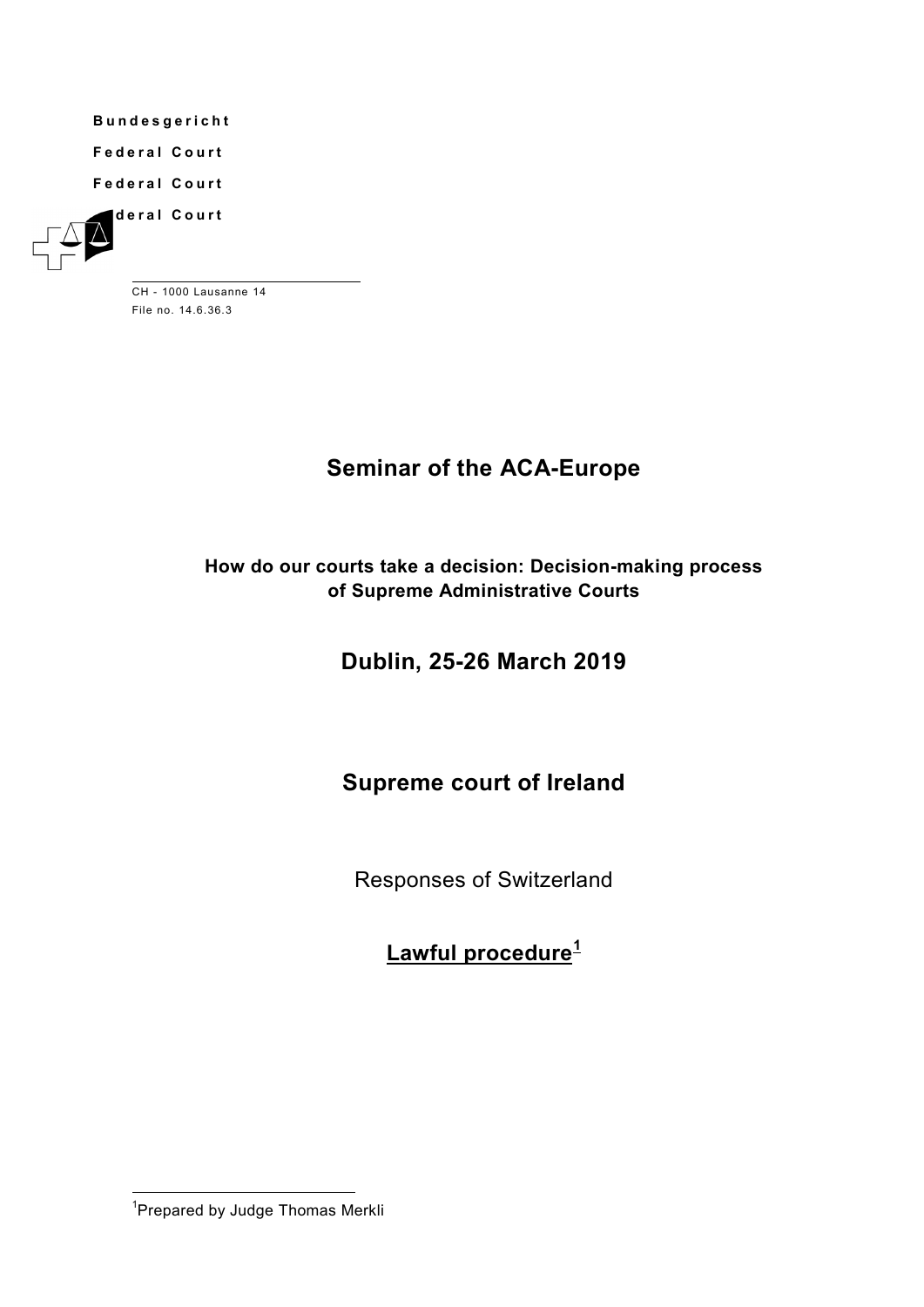**Bundesgericht**

**Federal Court**

**Federal Court**

**Federal Court**

CH - 1000 Lausanne 14
File no. 14.6.36.3

# Seminar of the ACA-Europe

**How do our courts take a decision: Decision-making process of Supreme Administrative Courts**

## Dublin, 25-26 March 2019

## Supreme court of Ireland

Responses of Switzerland

**Lawful procedure[1]**

---

[1] Prepared by Judge Thomas Merkli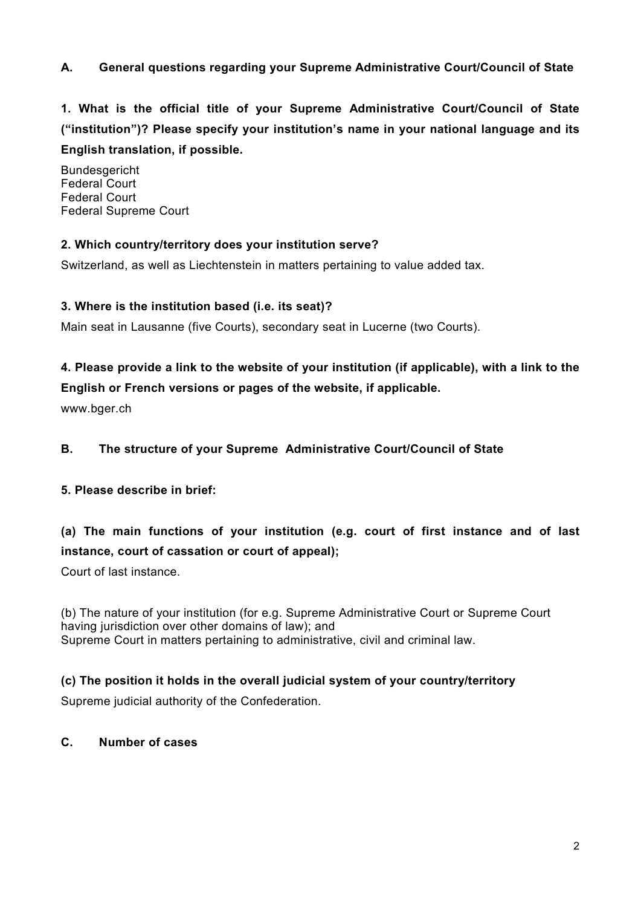## A. General questions regarding your Supreme Administrative Court/Council of State

**1. What is the official title of your Supreme Administrative Court/Council of State ("institution")? Please specify your institution's name in your national language and its English translation, if possible.**

Bundesgericht
Federal Court
Federal Court
Federal Supreme Court

**2. Which country/territory does your institution serve?**

Switzerland, as well as Liechtenstein in matters pertaining to value added tax.

**3. Where is the institution based (i.e. its seat)?**

Main seat in Lausanne (five Courts), secondary seat in Lucerne (two Courts).

**4. Please provide a link to the website of your institution (if applicable), with a link to the English or French versions or pages of the website, if applicable.**

www.bger.ch

## B. The structure of your Supreme Administrative Court/Council of State

**5. Please describe in brief:**

**(a) The main functions of your institution (e.g. court of first instance and of last instance, court of cassation or court of appeal);**

Court of last instance.

(b) The nature of your institution (for e.g. Supreme Administrative Court or Supreme Court having jurisdiction over other domains of law); and
Supreme Court in matters pertaining to administrative, civil and criminal law.

**(c) The position it holds in the overall judicial system of your country/territory**

Supreme judicial authority of the Confederation.

## C. Number of cases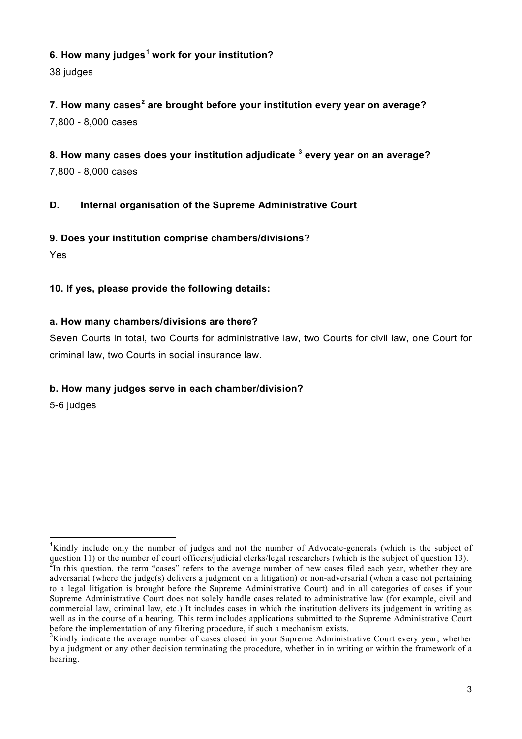**6. How many judges[1] work for your institution?**

38 judges

**7. How many cases[2] are brought before your institution every year on average?**

7,800 - 8,000 cases

**8. How many cases does your institution adjudicate [3] every year on an average?**

7,800 - 8,000 cases

## D. Internal organisation of the Supreme Administrative Court

**9. Does your institution comprise chambers/divisions?**

Yes

**10. If yes, please provide the following details:**

**a. How many chambers/divisions are there?**

Seven Courts in total, two Courts for administrative law, two Courts for civil law, one Court for criminal law, two Courts in social insurance law.

**b. How many judges serve in each chamber/division?**

5-6 judges

---

[1] Kindly include only the number of judges and not the number of Advocate-generals (which is the subject of question 11) or the number of court officers/judicial clerks/legal researchers (which is the subject of question 13).

[2] In this question, the term "cases" refers to the average number of new cases filed each year, whether they are adversarial (where the judge(s) delivers a judgment on a litigation) or non-adversarial (when a case not pertaining to a legal litigation is brought before the Supreme Administrative Court) and in all categories of cases if your Supreme Administrative Court does not solely handle cases related to administrative law (for example, civil and commercial law, criminal law, etc.) It includes cases in which the institution delivers its judgement in writing as well as in the course of a hearing. This term includes applications submitted to the Supreme Administrative Court before the implementation of any filtering procedure, if such a mechanism exists.

[3] Kindly indicate the average number of cases closed in your Supreme Administrative Court every year, whether by a judgment or any other decision terminating the procedure, whether in in writing or within the framework of a hearing.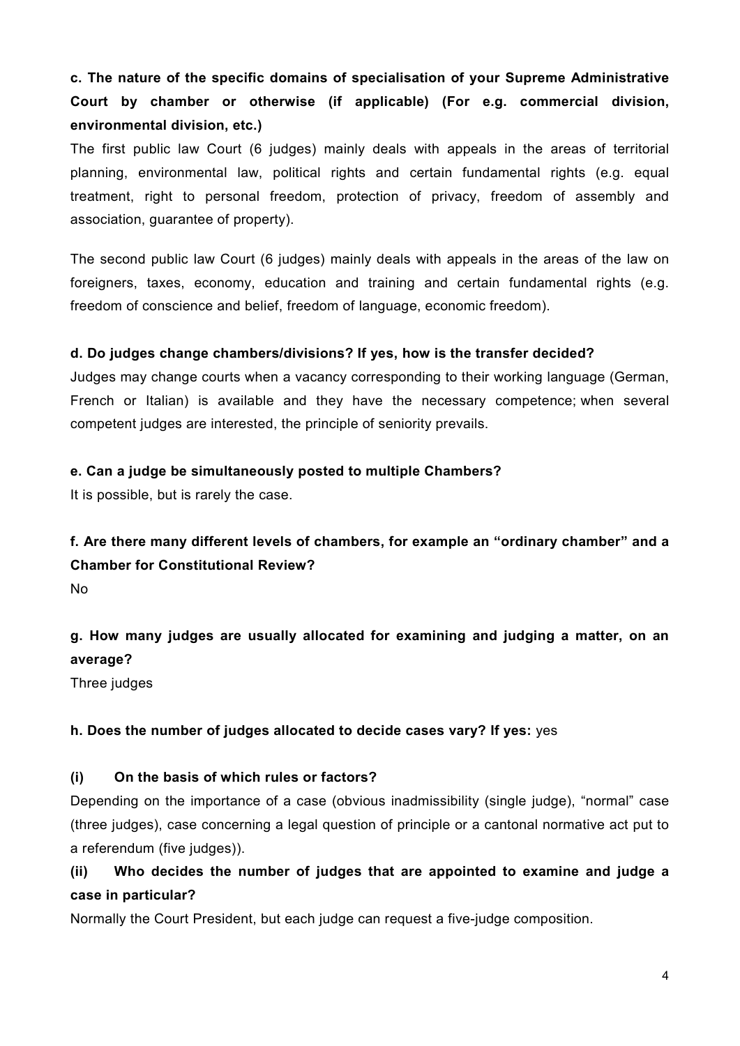**c. The nature of the specific domains of specialisation of your Supreme Administrative Court by chamber or otherwise (if applicable) (For e.g. commercial division, environmental division, etc.)**

The first public law Court (6 judges) mainly deals with appeals in the areas of territorial planning, environmental law, political rights and certain fundamental rights (e.g. equal treatment, right to personal freedom, protection of privacy, freedom of assembly and association, guarantee of property).

The second public law Court (6 judges) mainly deals with appeals in the areas of the law on foreigners, taxes, economy, education and training and certain fundamental rights (e.g. freedom of conscience and belief, freedom of language, economic freedom).

**d. Do judges change chambers/divisions? If yes, how is the transfer decided?**

Judges may change courts when a vacancy corresponding to their working language (German, French or Italian) is available and they have the necessary competence; when several competent judges are interested, the principle of seniority prevails.

**e. Can a judge be simultaneously posted to multiple Chambers?**

It is possible, but is rarely the case.

**f. Are there many different levels of chambers, for example an "ordinary chamber" and a Chamber for Constitutional Review?**

No

**g. How many judges are usually allocated for examining and judging a matter, on an average?**

Three judges

**h. Does the number of judges allocated to decide cases vary? If yes:** yes

**(i) On the basis of which rules or factors?**

Depending on the importance of a case (obvious inadmissibility (single judge), "normal" case (three judges), case concerning a legal question of principle or a cantonal normative act put to a referendum (five judges)).

**(ii) Who decides the number of judges that are appointed to examine and judge a case in particular?**

Normally the Court President, but each judge can request a five-judge composition.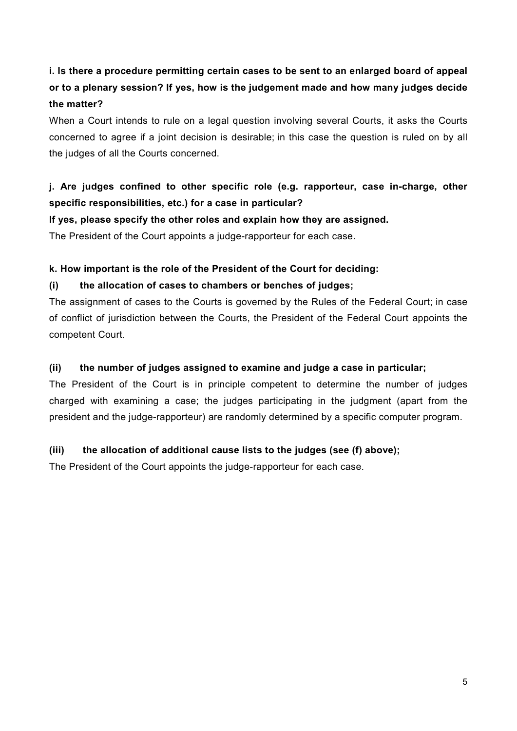**i. Is there a procedure permitting certain cases to be sent to an enlarged board of appeal or to a plenary session? If yes, how is the judgement made and how many judges decide the matter?**

When a Court intends to rule on a legal question involving several Courts, it asks the Courts concerned to agree if a joint decision is desirable; in this case the question is ruled on by all the judges of all the Courts concerned.

**j. Are judges confined to other specific role (e.g. rapporteur, case in-charge, other specific responsibilities, etc.) for a case in particular?**

**If yes, please specify the other roles and explain how they are assigned.**

The President of the Court appoints a judge-rapporteur for each case.

**k. How important is the role of the President of the Court for deciding:**

**(i) the allocation of cases to chambers or benches of judges;**

The assignment of cases to the Courts is governed by the Rules of the Federal Court; in case of conflict of jurisdiction between the Courts, the President of the Federal Court appoints the competent Court.

**(ii) the number of judges assigned to examine and judge a case in particular;**

The President of the Court is in principle competent to determine the number of judges charged with examining a case; the judges participating in the judgment (apart from the president and the judge-rapporteur) are randomly determined by a specific computer program.

**(iii) the allocation of additional cause lists to the judges (see (f) above);**

The President of the Court appoints the judge-rapporteur for each case.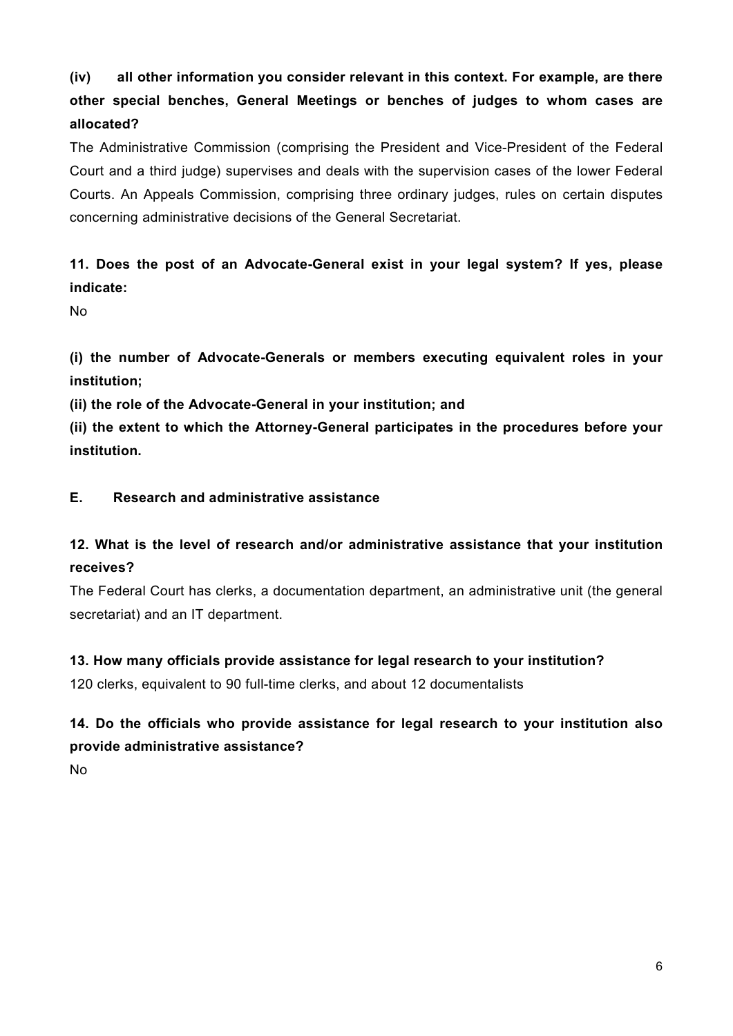**(iv) all other information you consider relevant in this context. For example, are there other special benches, General Meetings or benches of judges to whom cases are allocated?**

The Administrative Commission (comprising the President and Vice-President of the Federal Court and a third judge) supervises and deals with the supervision cases of the lower Federal Courts. An Appeals Commission, comprising three ordinary judges, rules on certain disputes concerning administrative decisions of the General Secretariat.

**11. Does the post of an Advocate-General exist in your legal system? If yes, please indicate:**

No

**(i) the number of Advocate-Generals or members executing equivalent roles in your institution;**

**(ii) the role of the Advocate-General in your institution; and**

**(ii) the extent to which the Attorney-General participates in the procedures before your institution.**

## E. Research and administrative assistance

**12. What is the level of research and/or administrative assistance that your institution receives?**

The Federal Court has clerks, a documentation department, an administrative unit (the general secretariat) and an IT department.

**13. How many officials provide assistance for legal research to your institution?**

120 clerks, equivalent to 90 full-time clerks, and about 12 documentalists

**14. Do the officials who provide assistance for legal research to your institution also provide administrative assistance?**

No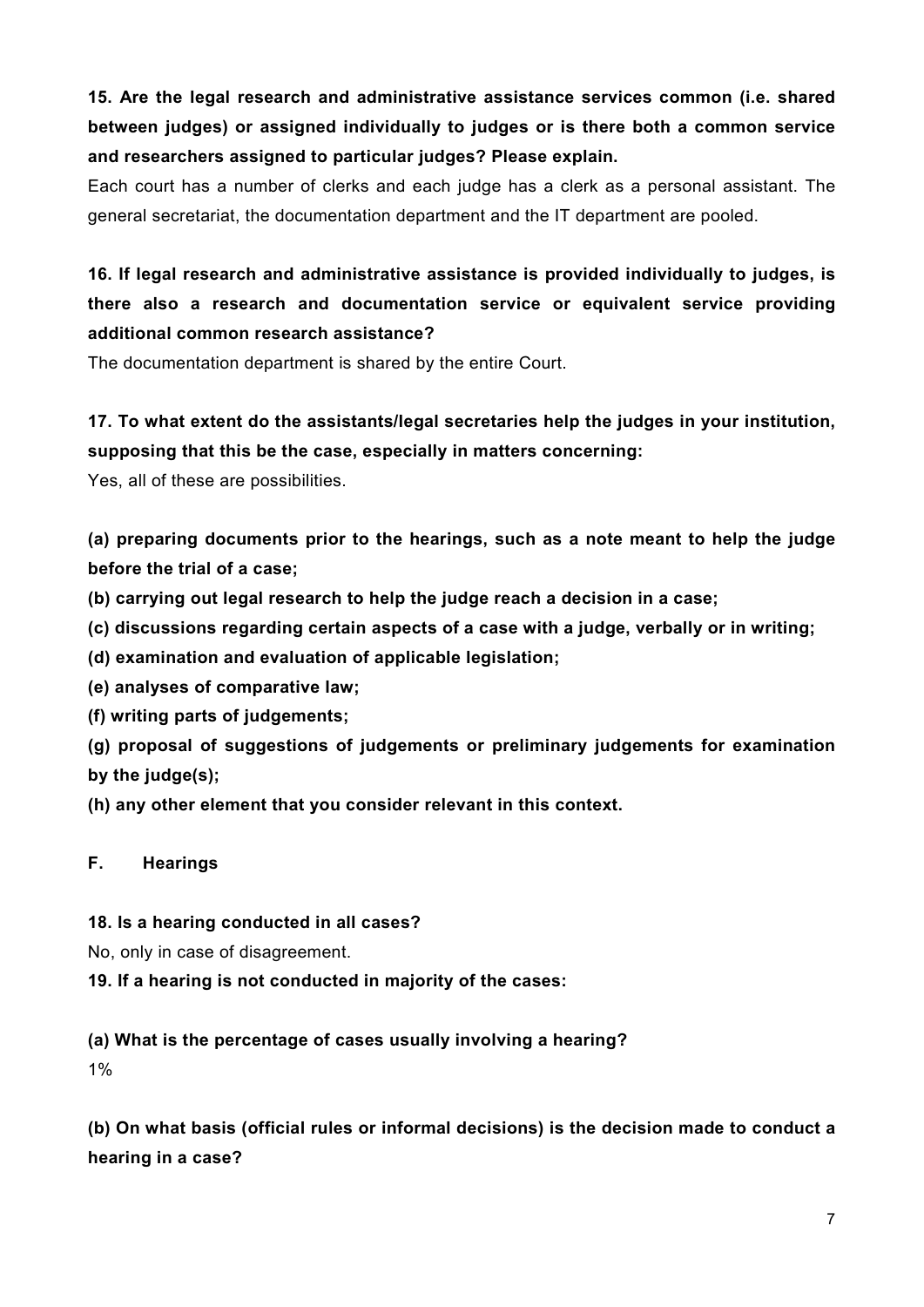**15. Are the legal research and administrative assistance services common (i.e. shared between judges) or assigned individually to judges or is there both a common service and researchers assigned to particular judges? Please explain.**

Each court has a number of clerks and each judge has a clerk as a personal assistant. The general secretariat, the documentation department and the IT department are pooled.

**16. If legal research and administrative assistance is provided individually to judges, is there also a research and documentation service or equivalent service providing additional common research assistance?**

The documentation department is shared by the entire Court.

**17. To what extent do the assistants/legal secretaries help the judges in your institution, supposing that this be the case, especially in matters concerning:**

Yes, all of these are possibilities.

**(a) preparing documents prior to the hearings, such as a note meant to help the judge before the trial of a case;**

**(b) carrying out legal research to help the judge reach a decision in a case;**

**(c) discussions regarding certain aspects of a case with a judge, verbally or in writing;**

**(d) examination and evaluation of applicable legislation;**

**(e) analyses of comparative law;**

**(f) writing parts of judgements;**

**(g) proposal of suggestions of judgements or preliminary judgements for examination by the judge(s);**

**(h) any other element that you consider relevant in this context.**

## F. Hearings

**18. Is a hearing conducted in all cases?**

No, only in case of disagreement.

**19. If a hearing is not conducted in majority of the cases:**

**(a) What is the percentage of cases usually involving a hearing?**

1%

**(b) On what basis (official rules or informal decisions) is the decision made to conduct a hearing in a case?**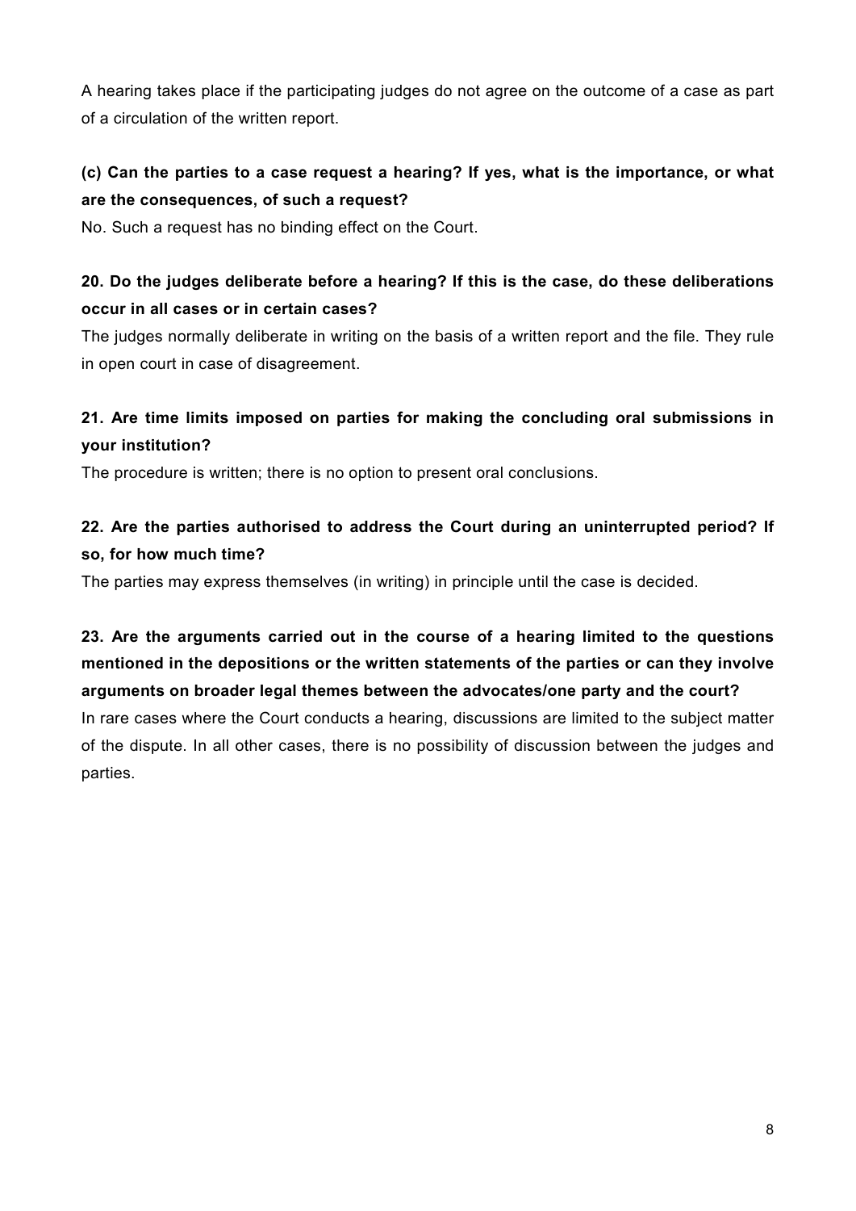A hearing takes place if the participating judges do not agree on the outcome of a case as part of a circulation of the written report.

**(c) Can the parties to a case request a hearing? If yes, what is the importance, or what are the consequences, of such a request?**

No. Such a request has no binding effect on the Court.

**20. Do the judges deliberate before a hearing? If this is the case, do these deliberations occur in all cases or in certain cases?**

The judges normally deliberate in writing on the basis of a written report and the file. They rule in open court in case of disagreement.

**21. Are time limits imposed on parties for making the concluding oral submissions in your institution?**

The procedure is written; there is no option to present oral conclusions.

**22. Are the parties authorised to address the Court during an uninterrupted period? If so, for how much time?**

The parties may express themselves (in writing) in principle until the case is decided.

**23. Are the arguments carried out in the course of a hearing limited to the questions mentioned in the depositions or the written statements of the parties or can they involve arguments on broader legal themes between the advocates/one party and the court?**

In rare cases where the Court conducts a hearing, discussions are limited to the subject matter of the dispute. In all other cases, there is no possibility of discussion between the judges and parties.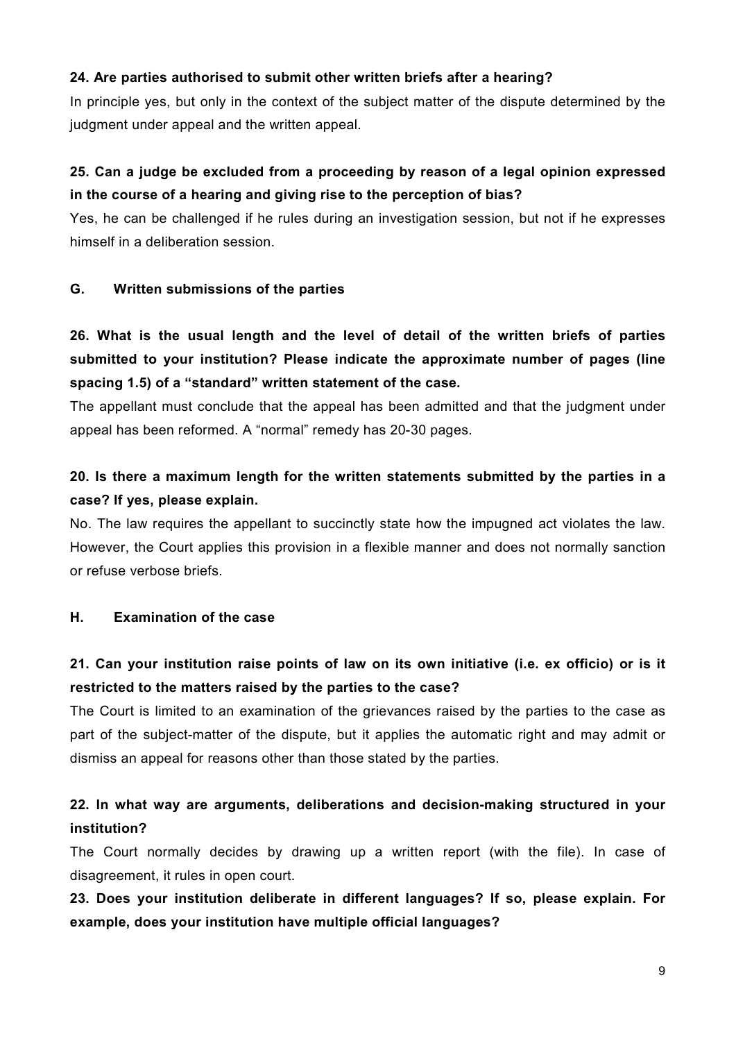**24. Are parties authorised to submit other written briefs after a hearing?**

In principle yes, but only in the context of the subject matter of the dispute determined by the judgment under appeal and the written appeal.

**25. Can a judge be excluded from a proceeding by reason of a legal opinion expressed in the course of a hearing and giving rise to the perception of bias?**

Yes, he can be challenged if he rules during an investigation session, but not if he expresses himself in a deliberation session.

## G. Written submissions of the parties

**26. What is the usual length and the level of detail of the written briefs of parties submitted to your institution? Please indicate the approximate number of pages (line spacing 1.5) of a "standard" written statement of the case.**

The appellant must conclude that the appeal has been admitted and that the judgment under appeal has been reformed. A "normal" remedy has 20-30 pages.

**20. Is there a maximum length for the written statements submitted by the parties in a case? If yes, please explain.**

No. The law requires the appellant to succinctly state how the impugned act violates the law. However, the Court applies this provision in a flexible manner and does not normally sanction or refuse verbose briefs.

## H. Examination of the case

**21. Can your institution raise points of law on its own initiative (i.e. ex officio) or is it restricted to the matters raised by the parties to the case?**

The Court is limited to an examination of the grievances raised by the parties to the case as part of the subject-matter of the dispute, but it applies the automatic right and may admit or dismiss an appeal for reasons other than those stated by the parties.

**22. In what way are arguments, deliberations and decision-making structured in your institution?**

The Court normally decides by drawing up a written report (with the file). In case of disagreement, it rules in open court.

**23. Does your institution deliberate in different languages? If so, please explain. For example, does your institution have multiple official languages?**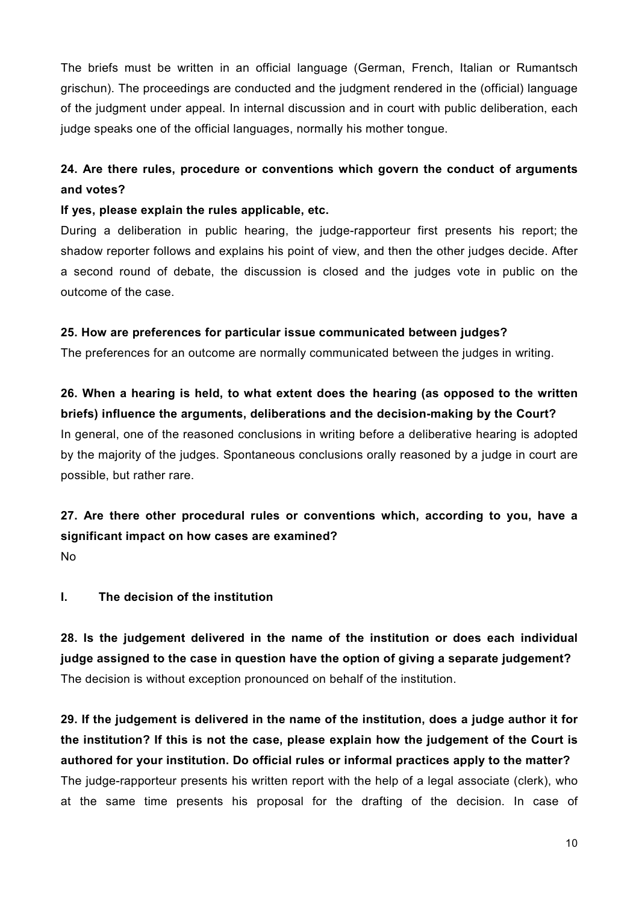The briefs must be written in an official language (German, French, Italian or Rumantsch grischun). The proceedings are conducted and the judgment rendered in the (official) language of the judgment under appeal. In internal discussion and in court with public deliberation, each judge speaks one of the official languages, normally his mother tongue.

**24. Are there rules, procedure or conventions which govern the conduct of arguments and votes?**

**If yes, please explain the rules applicable, etc.**

During a deliberation in public hearing, the judge-rapporteur first presents his report; the shadow reporter follows and explains his point of view, and then the other judges decide. After a second round of debate, the discussion is closed and the judges vote in public on the outcome of the case.

**25. How are preferences for particular issue communicated between judges?**

The preferences for an outcome are normally communicated between the judges in writing.

**26. When a hearing is held, to what extent does the hearing (as opposed to the written briefs) influence the arguments, deliberations and the decision-making by the Court?**

In general, one of the reasoned conclusions in writing before a deliberative hearing is adopted by the majority of the judges. Spontaneous conclusions orally reasoned by a judge in court are possible, but rather rare.

**27. Are there other procedural rules or conventions which, according to you, have a significant impact on how cases are examined?**

No

## I. The decision of the institution

**28. Is the judgement delivered in the name of the institution or does each individual judge assigned to the case in question have the option of giving a separate judgement?**

The decision is without exception pronounced on behalf of the institution.

**29. If the judgement is delivered in the name of the institution, does a judge author it for the institution? If this is not the case, please explain how the judgement of the Court is authored for your institution. Do official rules or informal practices apply to the matter?**

The judge-rapporteur presents his written report with the help of a legal associate (clerk), who at the same time presents his proposal for the drafting of the decision. In case of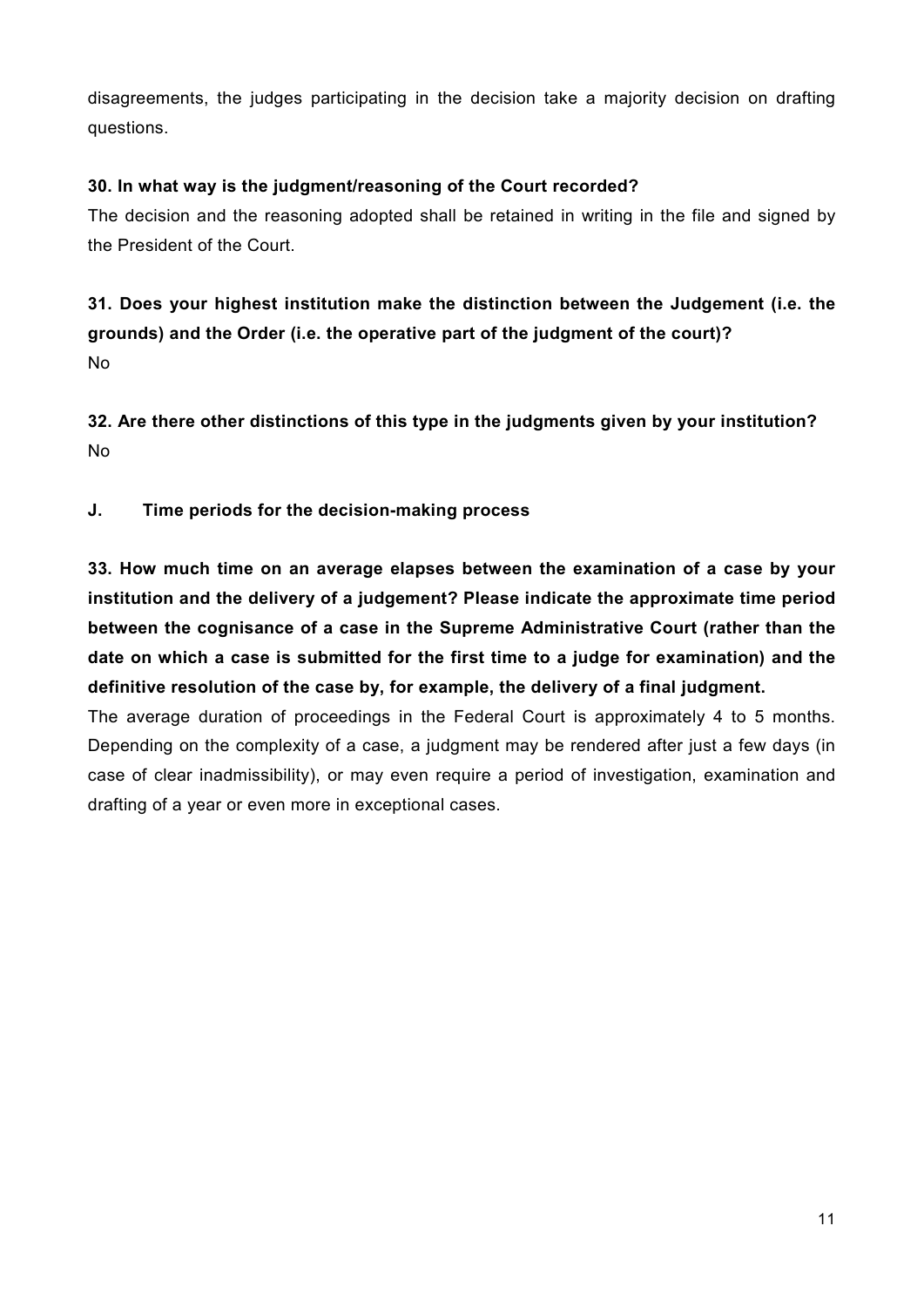disagreements, the judges participating in the decision take a majority decision on drafting questions.

**30. In what way is the judgment/reasoning of the Court recorded?**

The decision and the reasoning adopted shall be retained in writing in the file and signed by the President of the Court.

**31. Does your highest institution make the distinction between the Judgement (i.e. the grounds) and the Order (i.e. the operative part of the judgment of the court)?**

No

**32. Are there other distinctions of this type in the judgments given by your institution?**

No

## J. Time periods for the decision-making process

**33. How much time on an average elapses between the examination of a case by your institution and the delivery of a judgement? Please indicate the approximate time period between the cognisance of a case in the Supreme Administrative Court (rather than the date on which a case is submitted for the first time to a judge for examination) and the definitive resolution of the case by, for example, the delivery of a final judgment.**

The average duration of proceedings in the Federal Court is approximately 4 to 5 months. Depending on the complexity of a case, a judgment may be rendered after just a few days (in case of clear inadmissibility), or may even require a period of investigation, examination and drafting of a year or even more in exceptional cases.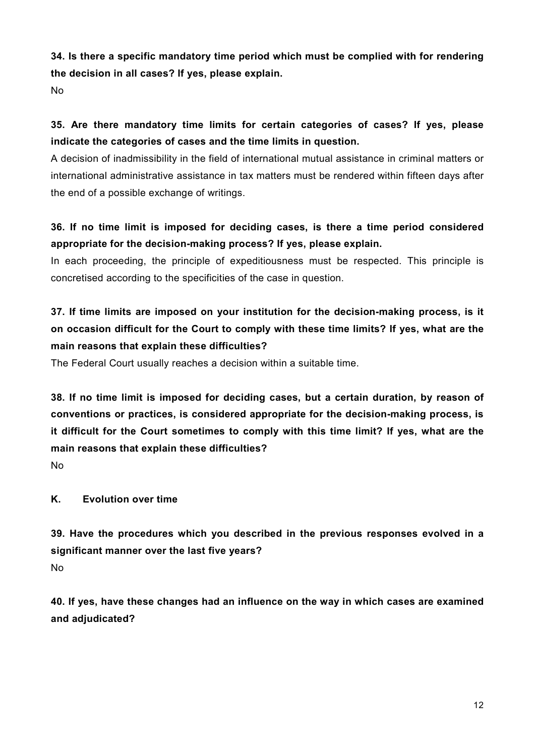**34. Is there a specific mandatory time period which must be complied with for rendering the decision in all cases? If yes, please explain.**

No

**35. Are there mandatory time limits for certain categories of cases? If yes, please indicate the categories of cases and the time limits in question.**

A decision of inadmissibility in the field of international mutual assistance in criminal matters or international administrative assistance in tax matters must be rendered within fifteen days after the end of a possible exchange of writings.

**36. If no time limit is imposed for deciding cases, is there a time period considered appropriate for the decision-making process? If yes, please explain.**

In each proceeding, the principle of expeditiousness must be respected. This principle is concretised according to the specificities of the case in question.

**37. If time limits are imposed on your institution for the decision-making process, is it on occasion difficult for the Court to comply with these time limits? If yes, what are the main reasons that explain these difficulties?**

The Federal Court usually reaches a decision within a suitable time.

**38. If no time limit is imposed for deciding cases, but a certain duration, by reason of conventions or practices, is considered appropriate for the decision-making process, is it difficult for the Court sometimes to comply with this time limit? If yes, what are the main reasons that explain these difficulties?**

No

## K. Evolution over time

**39. Have the procedures which you described in the previous responses evolved in a significant manner over the last five years?**

No

**40. If yes, have these changes had an influence on the way in which cases are examined and adjudicated?**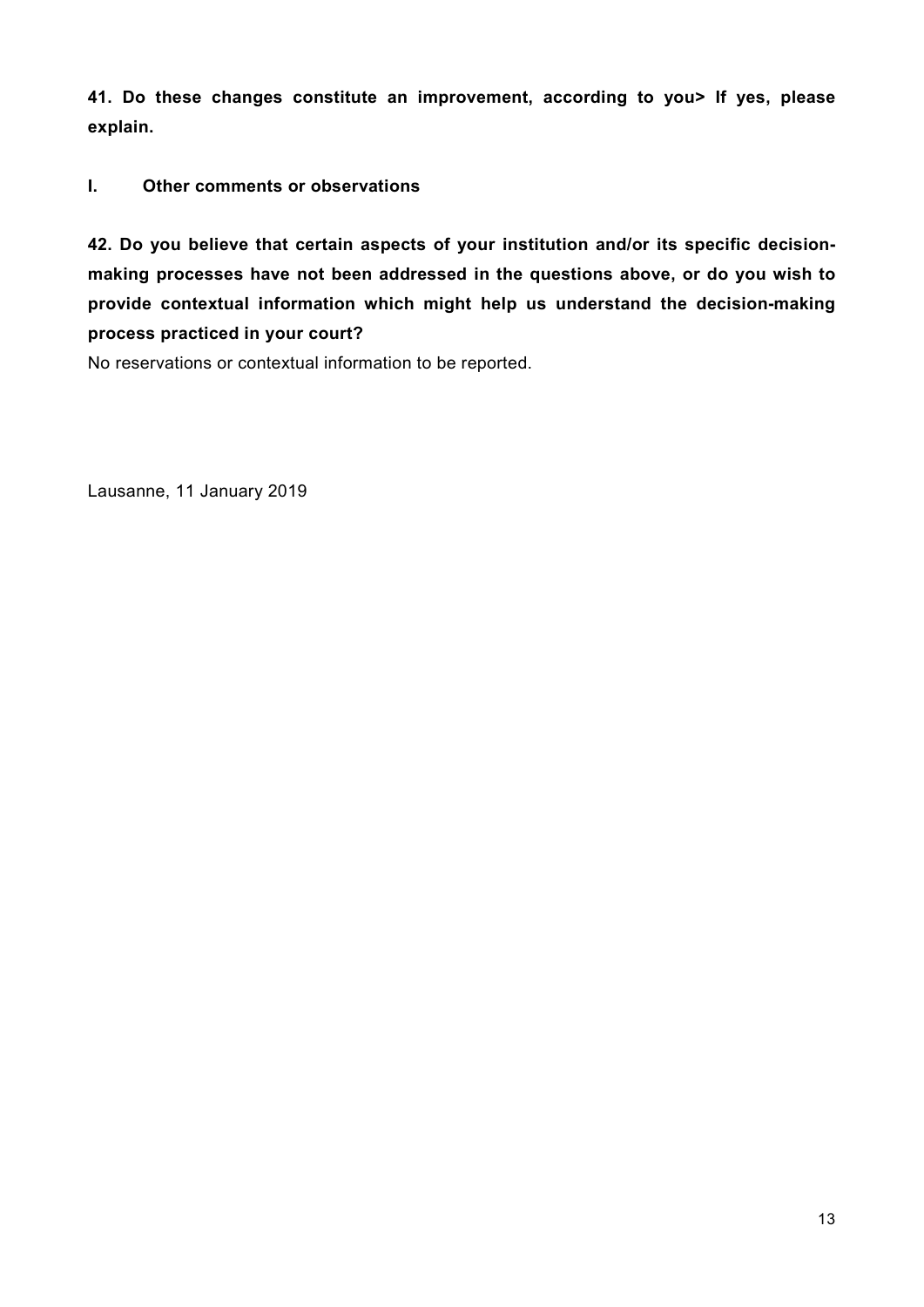**41. Do these changes constitute an improvement, according to you> If yes, please explain.**

## I. Other comments or observations

**42. Do you believe that certain aspects of your institution and/or its specific decision-making processes have not been addressed in the questions above, or do you wish to provide contextual information which might help us understand the decision-making process practiced in your court?**

No reservations or contextual information to be reported.

Lausanne, 11 January 2019